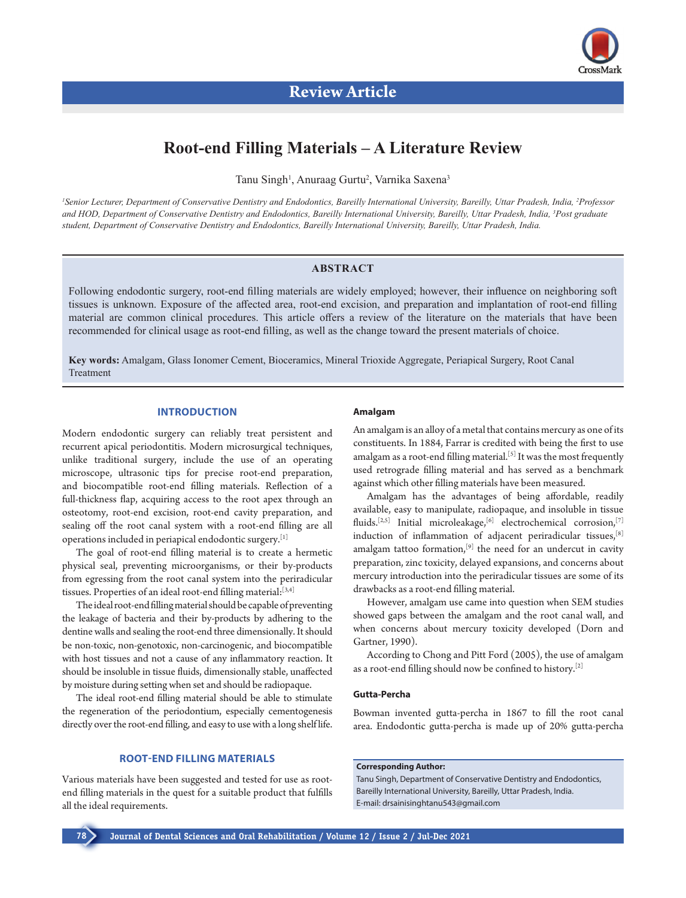Review Article

# Root-end Filling Materials – A Literature Review

Tanu Singh[1], Anuraag Gurtu[2], Varnika Saxena[3]

*[1]Senior Lecturer, Department of Conservative Dentistry and Endodontics, Bareilly International University, Bareilly, Uttar Pradesh, India, [2]Professor and HOD, Department of Conservative Dentistry and Endodontics, Bareilly International University, Bareilly, Uttar Pradesh, India, [3]Post graduate student, Department of Conservative Dentistry and Endodontics, Bareilly International University, Bareilly, Uttar Pradesh, India.*

## ABSTRACT

Following endodontic surgery, root-end filling materials are widely employed; however, their influence on neighboring soft tissues is unknown. Exposure of the affected area, root-end excision, and preparation and implantation of root-end filling material are common clinical procedures. This article offers a review of the literature on the materials that have been recommended for clinical usage as root-end filling, as well as the change toward the present materials of choice.

**Key words:** Amalgam, Glass Ionomer Cement, Bioceramics, Mineral Trioxide Aggregate, Periapical Surgery, Root Canal Treatment

## INTRODUCTION

Modern endodontic surgery can reliably treat persistent and recurrent apical periodontitis. Modern microsurgical techniques, unlike traditional surgery, include the use of an operating microscope, ultrasonic tips for precise root-end preparation, and biocompatible root-end filling materials. Reflection of a full-thickness flap, acquiring access to the root apex through an osteotomy, root-end excision, root-end cavity preparation, and sealing off the root canal system with a root-end filling are all operations included in periapical endodontic surgery.[1]

The goal of root-end filling material is to create a hermetic physical seal, preventing microorganisms, or their by-products from egressing from the root canal system into the periradicular tissues. Properties of an ideal root-end filling material:[3,4]

The ideal root-end filling material should be capable of preventing the leakage of bacteria and their by-products by adhering to the dentine walls and sealing the root-end three dimensionally. It should be non-toxic, non-genotoxic, non-carcinogenic, and biocompatible with host tissues and not a cause of any inflammatory reaction. It should be insoluble in tissue fluids, dimensionally stable, unaffected by moisture during setting when set and should be radiopaque.

The ideal root-end filling material should be able to stimulate the regeneration of the periodontium, especially cementogenesis directly over the root-end filling, and easy to use with a long shelf life.

## ROOT-END FILLING MATERIALS

Various materials have been suggested and tested for use as root-end filling materials in the quest for a suitable product that fulfills all the ideal requirements.

### Amalgam

An amalgam is an alloy of a metal that contains mercury as one of its constituents. In 1884, Farrar is credited with being the first to use amalgam as a root-end filling material.[5] It was the most frequently used retrograde filling material and has served as a benchmark against which other filling materials have been measured.

Amalgam has the advantages of being affordable, readily available, easy to manipulate, radiopaque, and insoluble in tissue fluids.[2,5] Initial microleakage,[6] electrochemical corrosion,[7] induction of inflammation of adjacent periradicular tissues,[8] amalgam tattoo formation,[9] the need for an undercut in cavity preparation, zinc toxicity, delayed expansions, and concerns about mercury introduction into the periradicular tissues are some of its drawbacks as a root-end filling material.

However, amalgam use came into question when SEM studies showed gaps between the amalgam and the root canal wall, and when concerns about mercury toxicity developed (Dorn and Gartner, 1990).

According to Chong and Pitt Ford (2005), the use of amalgam as a root-end filling should now be confined to history.[2]

### Gutta-Percha

Bowman invented gutta-percha in 1867 to fill the root canal area. Endodontic gutta-percha is made up of 20% gutta-percha

**Corresponding Author:**
Tanu Singh, Department of Conservative Dentistry and Endodontics, Bareilly International University, Bareilly, Uttar Pradesh, India.
E-mail: drsainisinghtanu543@gmail.com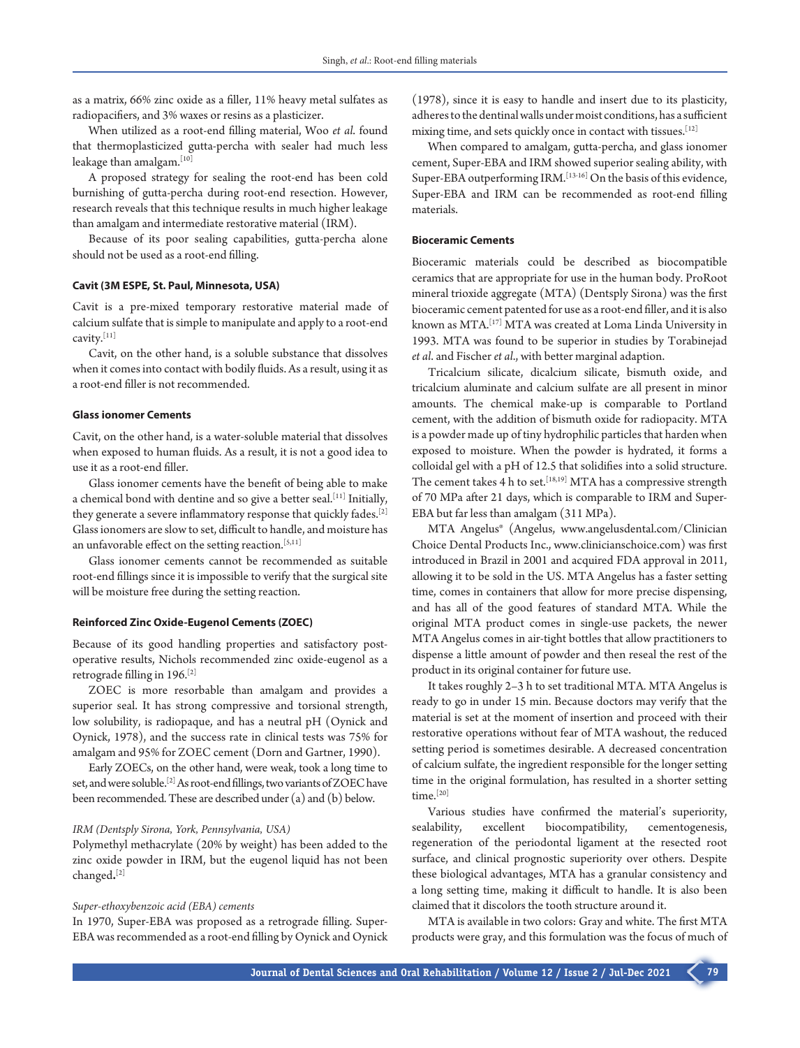as a matrix, 66% zinc oxide as a filler, 11% heavy metal sulfates as radiopacifiers, and 3% waxes or resins as a plasticizer.

When utilized as a root-end filling material, Woo *et al.* found that thermoplasticized gutta-percha with sealer had much less leakage than amalgam.[10]

A proposed strategy for sealing the root-end has been cold burnishing of gutta-percha during root-end resection. However, research reveals that this technique results in much higher leakage than amalgam and intermediate restorative material (IRM).

Because of its poor sealing capabilities, gutta-percha alone should not be used as a root-end filling.

### Cavit (3M ESPE, St. Paul, Minnesota, USA)

Cavit is a pre-mixed temporary restorative material made of calcium sulfate that is simple to manipulate and apply to a root-end cavity.[11]

Cavit, on the other hand, is a soluble substance that dissolves when it comes into contact with bodily fluids. As a result, using it as a root-end filler is not recommended.

### Glass ionomer Cements

Cavit, on the other hand, is a water-soluble material that dissolves when exposed to human fluids. As a result, it is not a good idea to use it as a root-end filler.

Glass ionomer cements have the benefit of being able to make a chemical bond with dentine and so give a better seal.[11] Initially, they generate a severe inflammatory response that quickly fades.[2] Glass ionomers are slow to set, difficult to handle, and moisture has an unfavorable effect on the setting reaction.[5,11]

Glass ionomer cements cannot be recommended as suitable root-end fillings since it is impossible to verify that the surgical site will be moisture free during the setting reaction.

### Reinforced Zinc Oxide-Eugenol Cements (ZOEC)

Because of its good handling properties and satisfactory post-operative results, Nichols recommended zinc oxide-eugenol as a retrograde filling in 196.[2]

ZOEC is more resorbable than amalgam and provides a superior seal. It has strong compressive and torsional strength, low solubility, is radiopaque, and has a neutral pH (Oynick and Oynick, 1978), and the success rate in clinical tests was 75% for amalgam and 95% for ZOEC cement (Dorn and Gartner, 1990).

Early ZOECs, on the other hand, were weak, took a long time to set, and were soluble.[2] As root-end fillings, two variants of ZOEC have been recommended. These are described under (a) and (b) below.

#### *IRM (Dentsply Sirona, York, Pennsylvania, USA)*

Polymethyl methacrylate (20% by weight) has been added to the zinc oxide powder in IRM, but the eugenol liquid has not been changed**.**[2]

#### *Super-ethoxybenzoic acid (EBA) cements*

In 1970, Super-EBA was proposed as a retrograde filling. Super-EBA was recommended as a root-end filling by Oynick and Oynick (1978), since it is easy to handle and insert due to its plasticity, adheres to the dentinal walls under moist conditions, has a sufficient mixing time, and sets quickly once in contact with tissues.[12]

When compared to amalgam, gutta-percha, and glass ionomer cement, Super-EBA and IRM showed superior sealing ability, with Super-EBA outperforming IRM.[13-16] On the basis of this evidence, Super-EBA and IRM can be recommended as root-end filling materials.

### Bioceramic Cements

Bioceramic materials could be described as biocompatible ceramics that are appropriate for use in the human body. ProRoot mineral trioxide aggregate (MTA) (Dentsply Sirona) was the first bioceramic cement patented for use as a root-end filler, and it is also known as MTA.[17] MTA was created at Loma Linda University in 1993. MTA was found to be superior in studies by Torabinejad *et al.* and Fischer *et al.*, with better marginal adaption.

Tricalcium silicate, dicalcium silicate, bismuth oxide, and tricalcium aluminate and calcium sulfate are all present in minor amounts. The chemical make-up is comparable to Portland cement, with the addition of bismuth oxide for radiopacity. MTA is a powder made up of tiny hydrophilic particles that harden when exposed to moisture. When the powder is hydrated, it forms a colloidal gel with a pH of 12.5 that solidifies into a solid structure. The cement takes 4 h to set.[18,19] MTA has a compressive strength of 70 MPa after 21 days, which is comparable to IRM and Super-EBA but far less than amalgam (311 MPa).

MTA Angelus® (Angelus, www.angelusdental.com/Clinician Choice Dental Products Inc., www.clinicianschoice.com) was first introduced in Brazil in 2001 and acquired FDA approval in 2011, allowing it to be sold in the US. MTA Angelus has a faster setting time, comes in containers that allow for more precise dispensing, and has all of the good features of standard MTA. While the original MTA product comes in single-use packets, the newer MTA Angelus comes in air-tight bottles that allow practitioners to dispense a little amount of powder and then reseal the rest of the product in its original container for future use.

It takes roughly 2–3 h to set traditional MTA. MTA Angelus is ready to go in under 15 min. Because doctors may verify that the material is set at the moment of insertion and proceed with their restorative operations without fear of MTA washout, the reduced setting period is sometimes desirable. A decreased concentration of calcium sulfate, the ingredient responsible for the longer setting time in the original formulation, has resulted in a shorter setting time.[20]

Various studies have confirmed the material's superiority, sealability, excellent biocompatibility, cementogenesis, regeneration of the periodontal ligament at the resected root surface, and clinical prognostic superiority over others. Despite these biological advantages, MTA has a granular consistency and a long setting time, making it difficult to handle. It is also been claimed that it discolors the tooth structure around it.

MTA is available in two colors: Gray and white. The first MTA products were gray, and this formulation was the focus of much of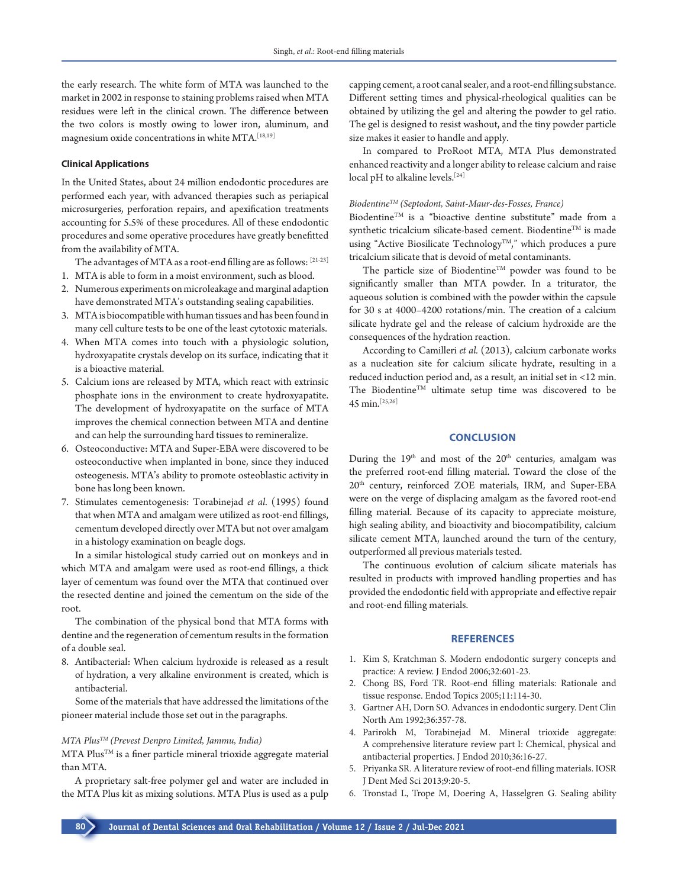the early research. The white form of MTA was launched to the market in 2002 in response to staining problems raised when MTA residues were left in the clinical crown. The difference between the two colors is mostly owing to lower iron, aluminum, and magnesium oxide concentrations in white MTA.[18,19]

#### Clinical Applications

In the United States, about 24 million endodontic procedures are performed each year, with advanced therapies such as periapical microsurgeries, perforation repairs, and apexification treatments accounting for 5.5% of these procedures. All of these endodontic procedures and some operative procedures have greatly benefitted from the availability of MTA.

The advantages of MTA as a root-end filling are as follows: [21-23]

1. MTA is able to form in a moist environment, such as blood.
2. Numerous experiments on microleakage and marginal adaption have demonstrated MTA's outstanding sealing capabilities.
3. MTA is biocompatible with human tissues and has been found in many cell culture tests to be one of the least cytotoxic materials.
4. When MTA comes into touch with a physiologic solution, hydroxyapatite crystals develop on its surface, indicating that it is a bioactive material.
5. Calcium ions are released by MTA, which react with extrinsic phosphate ions in the environment to create hydroxyapatite. The development of hydroxyapatite on the surface of MTA improves the chemical connection between MTA and dentine and can help the surrounding hard tissues to remineralize.
6. Osteoconductive: MTA and Super-EBA were discovered to be osteoconductive when implanted in bone, since they induced osteogenesis. MTA's ability to promote osteoblastic activity in bone has long been known.
7. Stimulates cementogenesis: Torabinejad *et al*. (1995) found that when MTA and amalgam were utilized as root-end fillings, cementum developed directly over MTA but not over amalgam in a histology examination on beagle dogs.

In a similar histological study carried out on monkeys and in which MTA and amalgam were used as root-end fillings, a thick layer of cementum was found over the MTA that continued over the resected dentine and joined the cementum on the side of the root.

The combination of the physical bond that MTA forms with dentine and the regeneration of cementum results in the formation of a double seal.

8. Antibacterial: When calcium hydroxide is released as a result of hydration, a very alkaline environment is created, which is antibacterial.

Some of the materials that have addressed the limitations of the pioneer material include those set out in the paragraphs.

*MTA Plus™ (Prevest Denpro Limited, Jammu, India)*

MTA Plus™ is a finer particle mineral trioxide aggregate material than MTA.

A proprietary salt-free polymer gel and water are included in the MTA Plus kit as mixing solutions. MTA Plus is used as a pulp capping cement, a root canal sealer, and a root-end filling substance. Different setting times and physical-rheological qualities can be obtained by utilizing the gel and altering the powder to gel ratio. The gel is designed to resist washout, and the tiny powder particle size makes it easier to handle and apply.

In compared to ProRoot MTA, MTA Plus demonstrated enhanced reactivity and a longer ability to release calcium and raise local pH to alkaline levels.[24]

*Biodentine™ (Septodont, Saint-Maur-des-Fosses, France)*

Biodentine™ is a "bioactive dentine substitute" made from a synthetic tricalcium silicate-based cement. Biodentine™ is made using "Active Biosilicate Technology™," which produces a pure tricalcium silicate that is devoid of metal contaminants.

The particle size of Biodentine™ powder was found to be significantly smaller than MTA powder. In a triturator, the aqueous solution is combined with the powder within the capsule for 30 s at 4000–4200 rotations/min. The creation of a calcium silicate hydrate gel and the release of calcium hydroxide are the consequences of the hydration reaction.

According to Camilleri *et al.* (2013), calcium carbonate works as a nucleation site for calcium silicate hydrate, resulting in a reduced induction period and, as a result, an initial set in <12 min. The Biodentine™ ultimate setup time was discovered to be 45 min.[25,26]

## CONCLUSION

During the 19th and most of the 20th centuries, amalgam was the preferred root-end filling material. Toward the close of the 20th century, reinforced ZOE materials, IRM, and Super-EBA were on the verge of displacing amalgam as the favored root-end filling material. Because of its capacity to appreciate moisture, high sealing ability, and bioactivity and biocompatibility, calcium silicate cement MTA, launched around the turn of the century, outperformed all previous materials tested.

The continuous evolution of calcium silicate materials has resulted in products with improved handling properties and has provided the endodontic field with appropriate and effective repair and root-end filling materials.

## REFERENCES

1. Kim S, Kratchman S. Modern endodontic surgery concepts and practice: A review. J Endod 2006;32:601-23.
2. Chong BS, Ford TR. Root-end filling materials: Rationale and tissue response. Endod Topics 2005;11:114-30.
3. Gartner AH, Dorn SO. Advances in endodontic surgery. Dent Clin North Am 1992;36:357-78.
4. Parirokh M, Torabinejad M. Mineral trioxide aggregate: A comprehensive literature review part I: Chemical, physical and antibacterial properties. J Endod 2010;36:16-27.
5. Priyanka SR. A literature review of root-end filling materials. IOSR J Dent Med Sci 2013;9:20-5.
6. Tronstad L, Trope M, Doering A, Hasselgren G. Sealing ability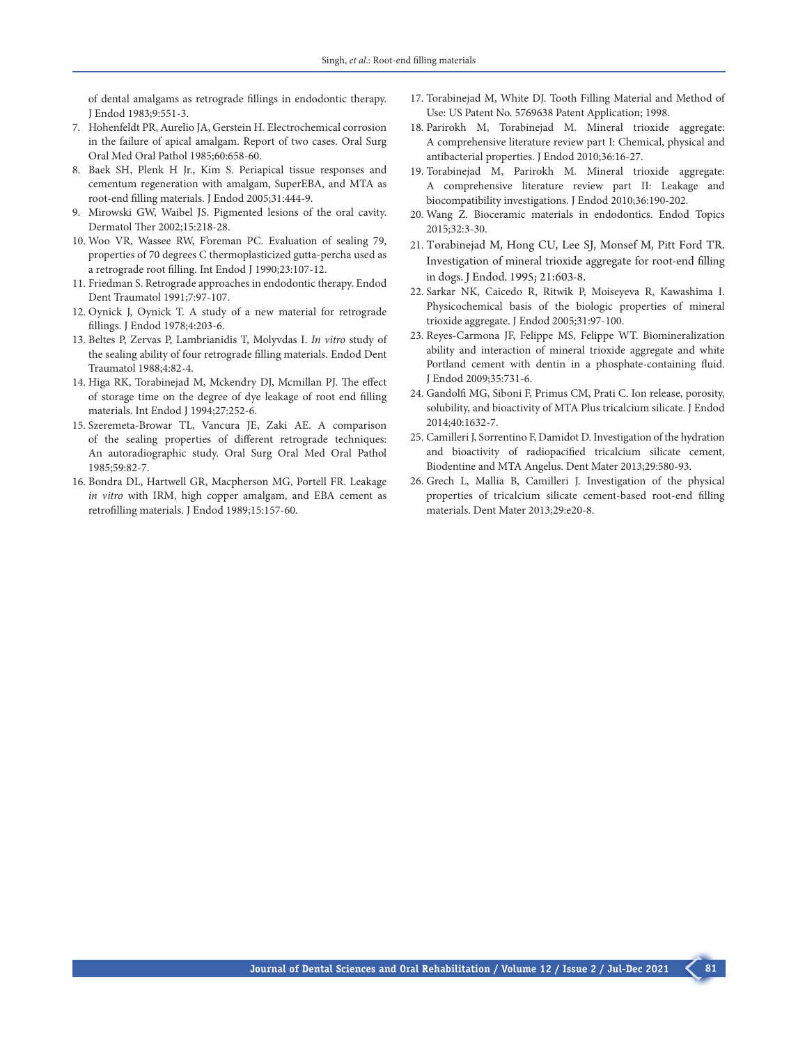of dental amalgams as retrograde fillings in endodontic therapy. J Endod 1983;9:551-3.

7. Hohenfeldt PR, Aurelio JA, Gerstein H. Electrochemical corrosion in the failure of apical amalgam. Report of two cases. Oral Surg Oral Med Oral Pathol 1985;60:658-60.
8. Baek SH, Plenk H Jr., Kim S. Periapical tissue responses and cementum regeneration with amalgam, SuperEBA, and MTA as root-end filling materials. J Endod 2005;31:444-9.
9. Mirowski GW, Waibel JS. Pigmented lesions of the oral cavity. Dermatol Ther 2002;15:218-28.
10. Woo VR, Wassee RW, F'oreman PC. Evaluation of sealing 79, properties of 70 degrees C thermoplasticized gutta-percha used as a retrograde root filling. Int Endod J 1990;23:107-12.
11. Friedman S. Retrograde approaches in endodontic therapy. Endod Dent Traumatol 1991;7:97-107.
12. Oynick J, Oynick T. A study of a new material for retrograde fillings. J Endod 1978;4:203-6.
13. Beltes P, Zervas P, Lambrianidis T, Molyvdas I. *In vitro* study of the sealing ability of four retrograde filling materials. Endod Dent Traumatol 1988;4:82-4.
14. Higa RK, Torabinejad M, Mckendry DJ, Mcmillan PJ. The effect of storage time on the degree of dye leakage of root end filling materials. Int Endod J 1994;27:252-6.
15. Szeremeta-Browar TL, Vancura JE, Zaki AE. A comparison of the sealing properties of different retrograde techniques: An autoradiographic study. Oral Surg Oral Med Oral Pathol 1985;59:82-7.
16. Bondra DL, Hartwell GR, Macpherson MG, Portell FR. Leakage *in vitro* with IRM, high copper amalgam, and EBA cement as retrofilling materials. J Endod 1989;15:157-60.
17. Torabinejad M, White DJ. Tooth Filling Material and Method of Use: US Patent No. 5769638 Patent Application; 1998.
18. Parirokh M, Torabinejad M. Mineral trioxide aggregate: A comprehensive literature review part I: Chemical, physical and antibacterial properties. J Endod 2010;36:16-27.
19. Torabinejad M, Parirokh M. Mineral trioxide aggregate: A comprehensive literature review part II: Leakage and biocompatibility investigations. J Endod 2010;36:190-202.
20. Wang Z. Bioceramic materials in endodontics. Endod Topics 2015;32:3-30.
21. Torabinejad M, Hong CU, Lee SJ, Monsef M, Pitt Ford TR. Investigation of mineral trioxide aggregate for root-end filling in dogs. J Endod. 1995; 21:603-8.
22. Sarkar NK, Caicedo R, Ritwik P, Moiseyeva R, Kawashima I. Physicochemical basis of the biologic properties of mineral trioxide aggregate. J Endod 2005;31:97-100.
23. Reyes-Carmona JF, Felippe MS, Felippe WT. Biomineralization ability and interaction of mineral trioxide aggregate and white Portland cement with dentin in a phosphate-containing fluid. J Endod 2009;35:731-6.
24. Gandolfi MG, Siboni F, Primus CM, Prati C. Ion release, porosity, solubility, and bioactivity of MTA Plus tricalcium silicate. J Endod 2014;40:1632-7.
25. Camilleri J, Sorrentino F, Damidot D. Investigation of the hydration and bioactivity of radiopacified tricalcium silicate cement, Biodentine and MTA Angelus. Dent Mater 2013;29:580-93.
26. Grech L, Mallia B, Camilleri J. Investigation of the physical properties of tricalcium silicate cement-based root-end filling materials. Dent Mater 2013;29:e20-8.